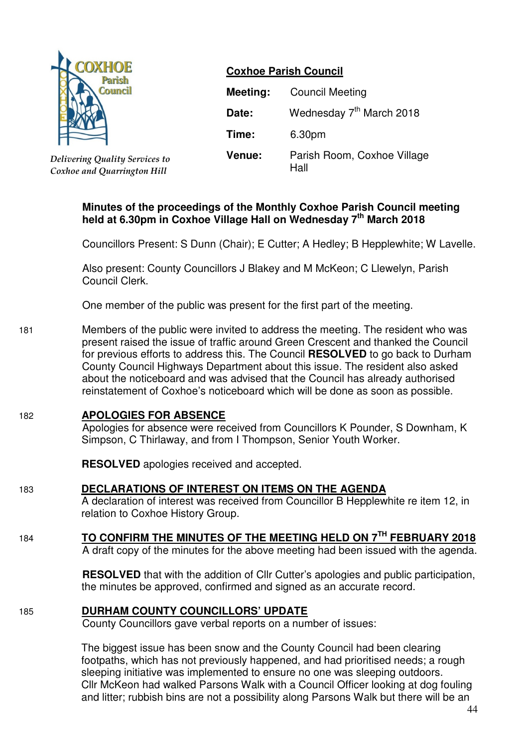COXHOE Parish Council

*Delivering Quality Services to Coxhoe and Quarrington Hill*

**Coxhoe Parish Council**

| | |
|---|---|
| **Meeting:** | Council Meeting |
| **Date:** | Wednesday 7th March 2018 |
| **Time:** | 6.30pm |
| **Venue:** | Parish Room, Coxhoe Village Hall |

**Minutes of the proceedings of the Monthly Coxhoe Parish Council meeting held at 6.30pm in Coxhoe Village Hall on Wednesday 7th March 2018**

Councillors Present: S Dunn (Chair); E Cutter; A Hedley; B Hepplewhite; W Lavelle.

Also present: County Councillors J Blakey and M McKeon; C Llewelyn, Parish Council Clerk.

One member of the public was present for the first part of the meeting.

181 Members of the public were invited to address the meeting. The resident who was present raised the issue of traffic around Green Crescent and thanked the Council for previous efforts to address this. The Council **RESOLVED** to go back to Durham County Council Highways Department about this issue. The resident also asked about the noticeboard and was advised that the Council has already authorised reinstatement of Coxhoe's noticeboard which will be done as soon as possible.

182 **APOLOGIES FOR ABSENCE**

Apologies for absence were received from Councillors K Pounder, S Downham, K Simpson, C Thirlaway, and from I Thompson, Senior Youth Worker.

**RESOLVED** apologies received and accepted.

183 **DECLARATIONS OF INTEREST ON ITEMS ON THE AGENDA**

A declaration of interest was received from Councillor B Hepplewhite re item 12, in relation to Coxhoe History Group.

184 **TO CONFIRM THE MINUTES OF THE MEETING HELD ON 7TH FEBRUARY 2018**

A draft copy of the minutes for the above meeting had been issued with the agenda.

**RESOLVED** that with the addition of Cllr Cutter's apologies and public participation, the minutes be approved, confirmed and signed as an accurate record.

185 **DURHAM COUNTY COUNCILLORS' UPDATE**

County Councillors gave verbal reports on a number of issues:

The biggest issue has been snow and the County Council had been clearing footpaths, which has not previously happened, and had prioritised needs; a rough sleeping initiative was implemented to ensure no one was sleeping outdoors.
Cllr McKeon had walked Parsons Walk with a Council Officer looking at dog fouling and litter; rubbish bins are not a possibility along Parsons Walk but there will be an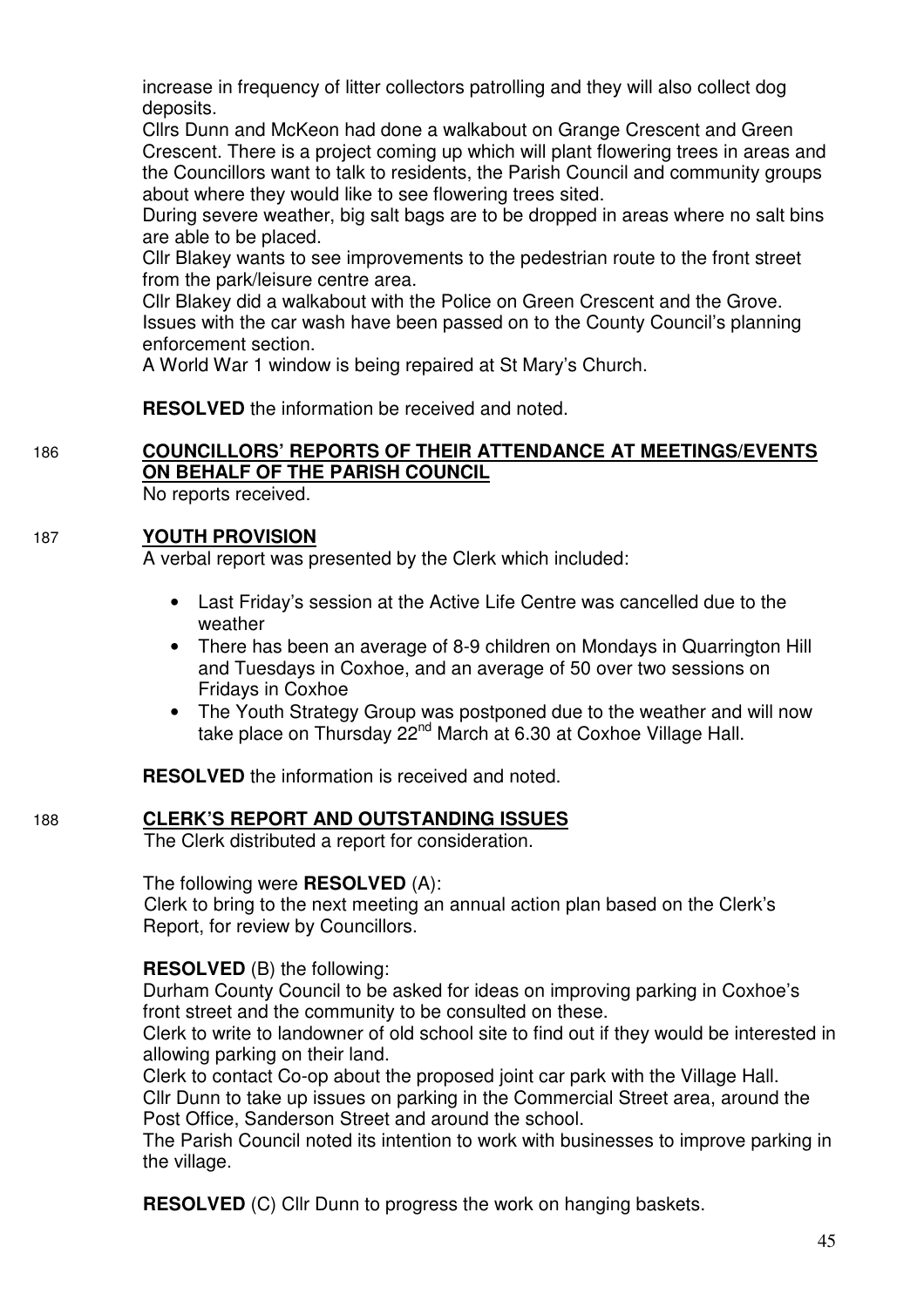increase in frequency of litter collectors patrolling and they will also collect dog deposits.
Cllrs Dunn and McKeon had done a walkabout on Grange Crescent and Green Crescent. There is a project coming up which will plant flowering trees in areas and the Councillors want to talk to residents, the Parish Council and community groups about where they would like to see flowering trees sited.
During severe weather, big salt bags are to be dropped in areas where no salt bins are able to be placed.
Cllr Blakey wants to see improvements to the pedestrian route to the front street from the park/leisure centre area.
Cllr Blakey did a walkabout with the Police on Green Crescent and the Grove. Issues with the car wash have been passed on to the County Council's planning enforcement section.
A World War 1 window is being repaired at St Mary's Church.

**RESOLVED** the information be received and noted.

186 **COUNCILLORS' REPORTS OF THEIR ATTENDANCE AT MEETINGS/EVENTS ON BEHALF OF THE PARISH COUNCIL**

No reports received.

187 **YOUTH PROVISION**

A verbal report was presented by the Clerk which included:

- Last Friday's session at the Active Life Centre was cancelled due to the weather
- There has been an average of 8-9 children on Mondays in Quarrington Hill and Tuesdays in Coxhoe, and an average of 50 over two sessions on Fridays in Coxhoe
- The Youth Strategy Group was postponed due to the weather and will now take place on Thursday 22nd March at 6.30 at Coxhoe Village Hall.

**RESOLVED** the information is received and noted.

188 **CLERK'S REPORT AND OUTSTANDING ISSUES**

The Clerk distributed a report for consideration.

The following were **RESOLVED** (A):
Clerk to bring to the next meeting an annual action plan based on the Clerk's Report, for review by Councillors.

**RESOLVED** (B) the following:
Durham County Council to be asked for ideas on improving parking in Coxhoe's front street and the community to be consulted on these.
Clerk to write to landowner of old school site to find out if they would be interested in allowing parking on their land.
Clerk to contact Co-op about the proposed joint car park with the Village Hall.
Cllr Dunn to take up issues on parking in the Commercial Street area, around the Post Office, Sanderson Street and around the school.
The Parish Council noted its intention to work with businesses to improve parking in the village.

**RESOLVED** (C) Cllr Dunn to progress the work on hanging baskets.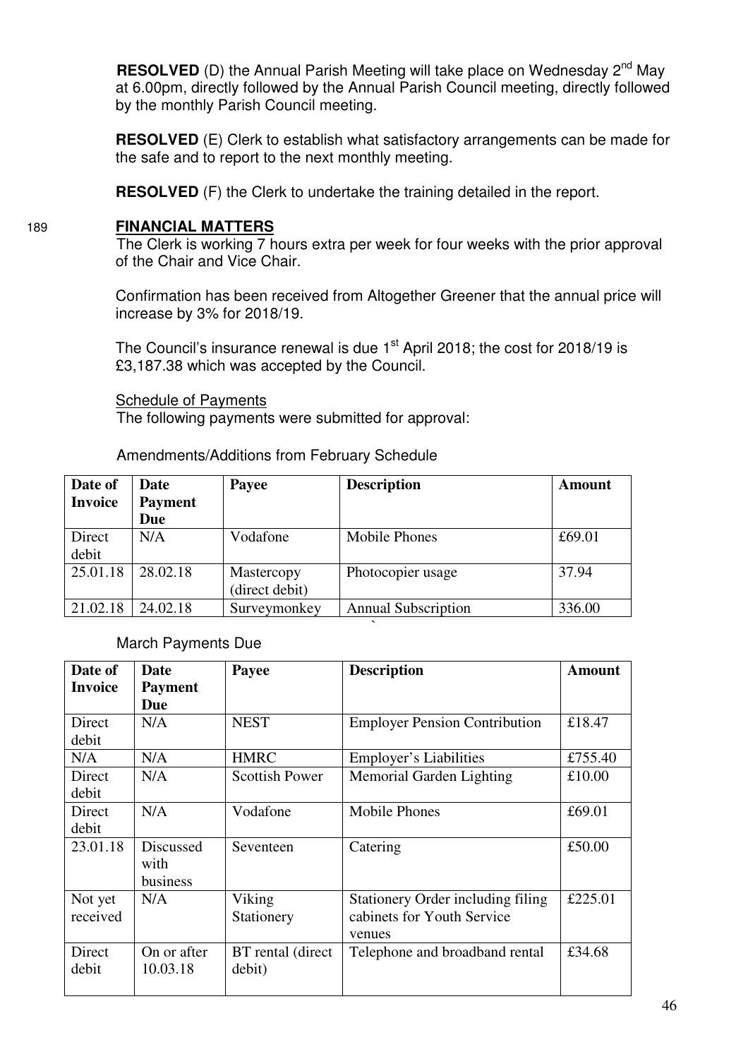**RESOLVED** (D) the Annual Parish Meeting will take place on Wednesday 2nd May at 6.00pm, directly followed by the Annual Parish Council meeting, directly followed by the monthly Parish Council meeting.

**RESOLVED** (E) Clerk to establish what satisfactory arrangements can be made for the safe and to report to the next monthly meeting.

**RESOLVED** (F) the Clerk to undertake the training detailed in the report.

189 **FINANCIAL MATTERS**

The Clerk is working 7 hours extra per week for four weeks with the prior approval of the Chair and Vice Chair.

Confirmation has been received from Altogether Greener that the annual price will increase by 3% for 2018/19.

The Council's insurance renewal is due 1st April 2018; the cost for 2018/19 is £3,187.38 which was accepted by the Council.

Schedule of Payments

The following payments were submitted for approval:

Amendments/Additions from February Schedule

| Date of Invoice | Date Payment Due | Payee | Description | Amount |
|---|---|---|---|---|
| Direct debit | N/A | Vodafone | Mobile Phones | £69.01 |
| 25.01.18 | 28.02.18 | Mastercopy (direct debit) | Photocopier usage | 37.94 |
| 21.02.18 | 24.02.18 | Surveymonkey | Annual Subscription | 336.00 |

March Payments Due

| Date of Invoice | Date Payment Due | Payee | Description | Amount |
|---|---|---|---|---|
| Direct debit | N/A | NEST | Employer Pension Contribution | £18.47 |
| N/A | N/A | HMRC | Employer's Liabilities | £755.40 |
| Direct debit | N/A | Scottish Power | Memorial Garden Lighting | £10.00 |
| Direct debit | N/A | Vodafone | Mobile Phones | £69.01 |
| 23.01.18 | Discussed with business | Seventeen | Catering | £50.00 |
| Not yet received | N/A | Viking Stationery | Stationery Order including filing cabinets for Youth Service venues | £225.01 |
| Direct debit | On or after 10.03.18 | BT rental (direct debit) | Telephone and broadband rental | £34.68 |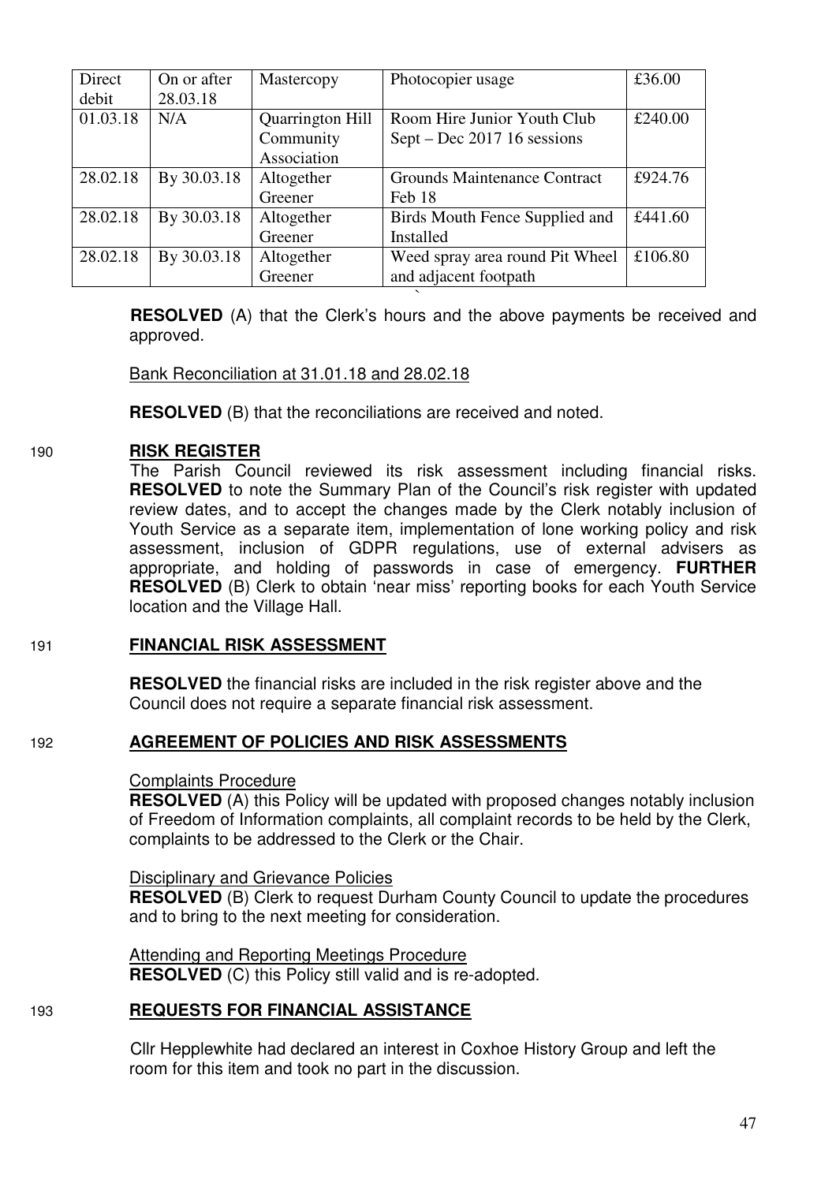| Direct debit | On or after 28.03.18 | Mastercopy | Photocopier usage | £36.00 |
|---|---|---|---|---|
| 01.03.18 | N/A | Quarrington Hill Community Association | Room Hire Junior Youth Club Sept – Dec 2017 16 sessions | £240.00 |
| 28.02.18 | By 30.03.18 | Altogether Greener | Grounds Maintenance Contract Feb 18 | £924.76 |
| 28.02.18 | By 30.03.18 | Altogether Greener | Birds Mouth Fence Supplied and Installed | £441.60 |
| 28.02.18 | By 30.03.18 | Altogether Greener | Weed spray area round Pit Wheel and adjacent footpath | £106.80 |

**RESOLVED** (A) that the Clerk's hours and the above payments be received and approved.

Bank Reconciliation at 31.01.18 and 28.02.18

**RESOLVED** (B) that the reconciliations are received and noted.

190 **RISK REGISTER**

The Parish Council reviewed its risk assessment including financial risks. **RESOLVED** to note the Summary Plan of the Council's risk register with updated review dates, and to accept the changes made by the Clerk notably inclusion of Youth Service as a separate item, implementation of lone working policy and risk assessment, inclusion of GDPR regulations, use of external advisers as appropriate, and holding of passwords in case of emergency. **FURTHER RESOLVED** (B) Clerk to obtain 'near miss' reporting books for each Youth Service location and the Village Hall.

191 **FINANCIAL RISK ASSESSMENT**

**RESOLVED** the financial risks are included in the risk register above and the Council does not require a separate financial risk assessment.

192 **AGREEMENT OF POLICIES AND RISK ASSESSMENTS**

Complaints Procedure
**RESOLVED** (A) this Policy will be updated with proposed changes notably inclusion of Freedom of Information complaints, all complaint records to be held by the Clerk, complaints to be addressed to the Clerk or the Chair.

Disciplinary and Grievance Policies
**RESOLVED** (B) Clerk to request Durham County Council to update the procedures and to bring to the next meeting for consideration.

Attending and Reporting Meetings Procedure
**RESOLVED** (C) this Policy still valid and is re-adopted.

193 **REQUESTS FOR FINANCIAL ASSISTANCE**

Cllr Hepplewhite had declared an interest in Coxhoe History Group and left the room for this item and took no part in the discussion.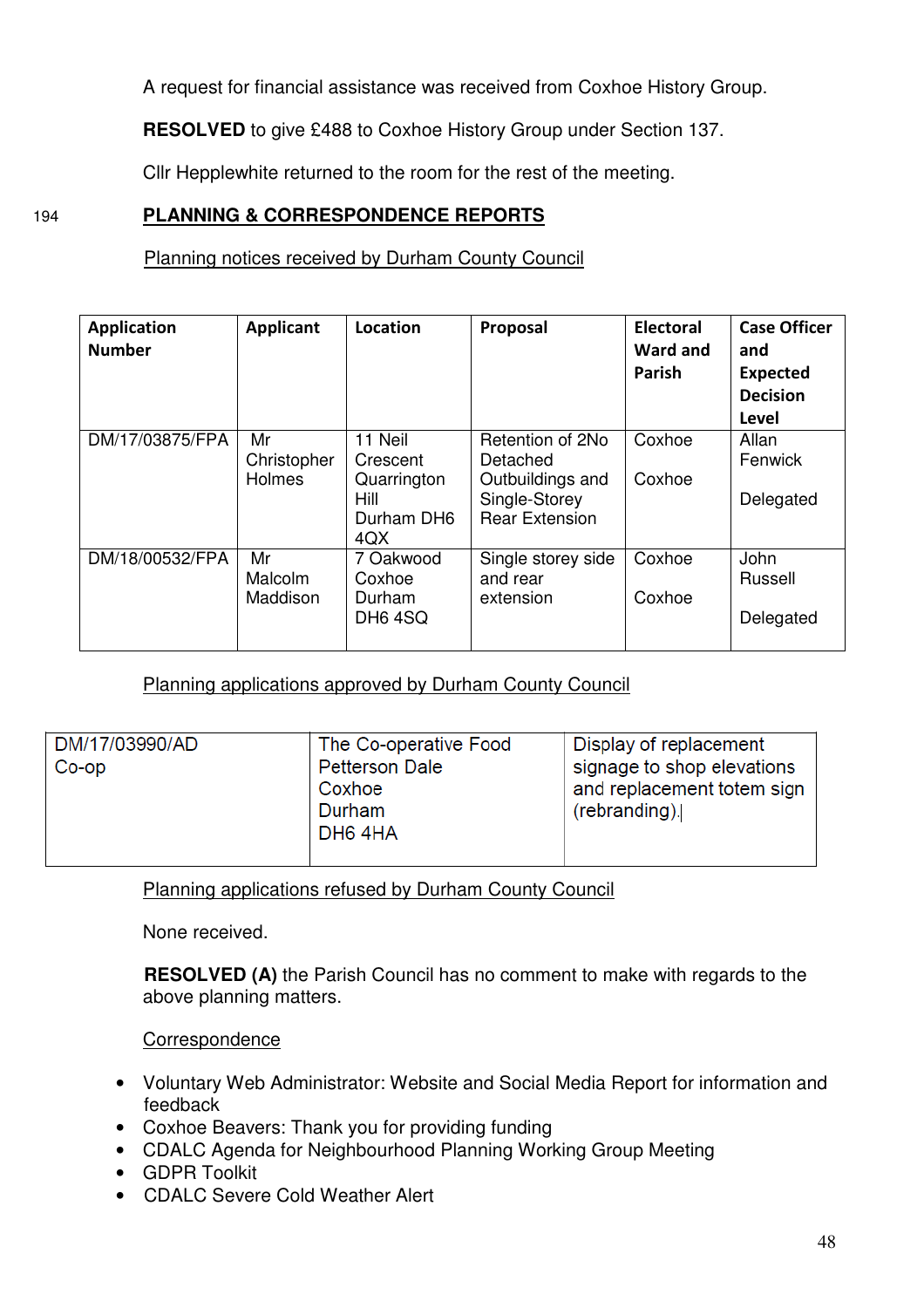A request for financial assistance was received from Coxhoe History Group.

**RESOLVED** to give £488 to Coxhoe History Group under Section 137.

Cllr Hepplewhite returned to the room for the rest of the meeting.

194 **PLANNING & CORRESPONDENCE REPORTS**

Planning notices received by Durham County Council

| Application Number | Applicant | Location | Proposal | Electoral Ward and Parish | Case Officer and Expected Decision Level |
|---|---|---|---|---|---|
| DM/17/03875/FPA | Mr Christopher Holmes | 11 Neil Crescent Quarrington Hill Durham DH6 4QX | Retention of 2No Detached Outbuildings and Single-Storey Rear Extension | Coxhoe<br><br>Coxhoe | Allan Fenwick<br><br>Delegated |
| DM/18/00532/FPA | Mr Malcolm Maddison | 7 Oakwood Coxhoe Durham DH6 4SQ | Single storey side and rear extension | Coxhoe<br><br>Coxhoe | John Russell<br><br>Delegated |

Planning applications approved by Durham County Council

| | | |
|---|---|---|
| DM/17/03990/AD<br>Co-op | The Co-operative Food<br>Petterson Dale<br>Coxhoe<br>Durham<br>DH6 4HA | Display of replacement signage to shop elevations and replacement totem sign (rebranding). |

Planning applications refused by Durham County Council

None received.

**RESOLVED (A)** the Parish Council has no comment to make with regards to the above planning matters.

Correspondence

- Voluntary Web Administrator: Website and Social Media Report for information and feedback
- Coxhoe Beavers: Thank you for providing funding
- CDALC Agenda for Neighbourhood Planning Working Group Meeting
- GDPR Toolkit
- CDALC Severe Cold Weather Alert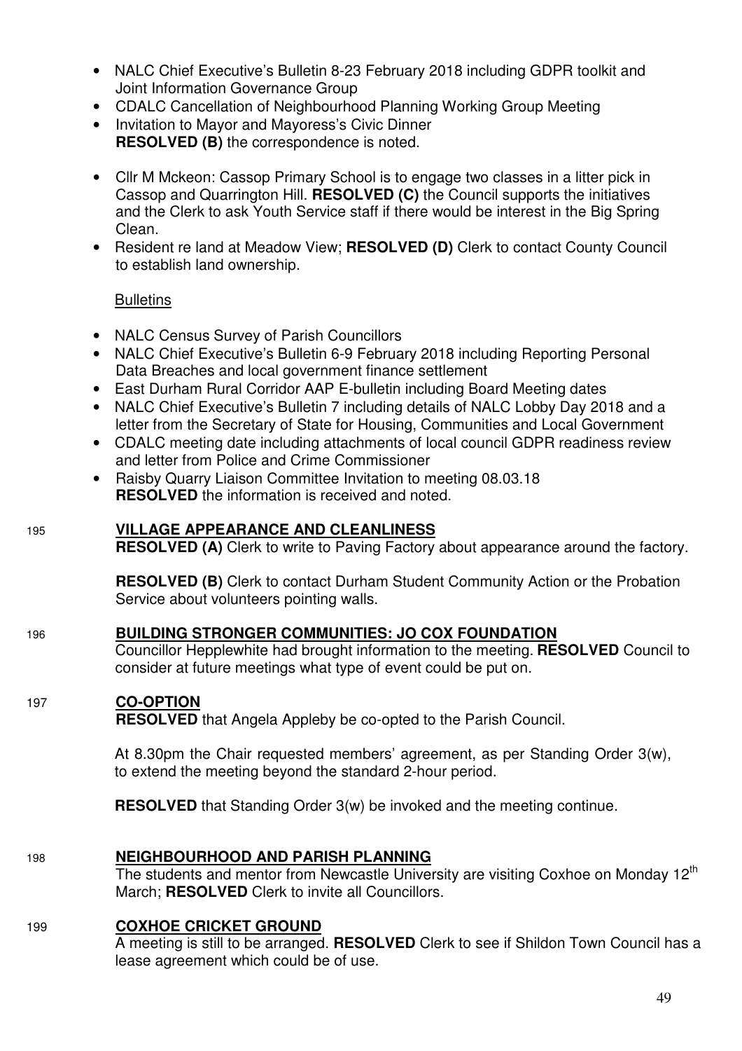- NALC Chief Executive's Bulletin 8-23 February 2018 including GDPR toolkit and Joint Information Governance Group
- CDALC Cancellation of Neighbourhood Planning Working Group Meeting
- Invitation to Mayor and Mayoress's Civic Dinner

**RESOLVED (B)** the correspondence is noted.

- Cllr M Mckeon: Cassop Primary School is to engage two classes in a litter pick in Cassop and Quarrington Hill. **RESOLVED (C)** the Council supports the initiatives and the Clerk to ask Youth Service staff if there would be interest in the Big Spring Clean.
- Resident re land at Meadow View; **RESOLVED (D)** Clerk to contact County Council to establish land ownership.

Bulletins

- NALC Census Survey of Parish Councillors
- NALC Chief Executive's Bulletin 6-9 February 2018 including Reporting Personal Data Breaches and local government finance settlement
- East Durham Rural Corridor AAP E-bulletin including Board Meeting dates
- NALC Chief Executive's Bulletin 7 including details of NALC Lobby Day 2018 and a letter from the Secretary of State for Housing, Communities and Local Government
- CDALC meeting date including attachments of local council GDPR readiness review and letter from Police and Crime Commissioner
- Raisby Quarry Liaison Committee Invitation to meeting 08.03.18

**RESOLVED** the information is received and noted.

195 **VILLAGE APPEARANCE AND CLEANLINESS**

**RESOLVED (A)** Clerk to write to Paving Factory about appearance around the factory.

**RESOLVED (B)** Clerk to contact Durham Student Community Action or the Probation Service about volunteers pointing walls.

196 **BUILDING STRONGER COMMUNITIES: JO COX FOUNDATION**

Councillor Hepplewhite had brought information to the meeting. **RESOLVED** Council to consider at future meetings what type of event could be put on.

197 **CO-OPTION**

**RESOLVED** that Angela Appleby be co-opted to the Parish Council.

At 8.30pm the Chair requested members' agreement, as per Standing Order 3(w), to extend the meeting beyond the standard 2-hour period.

**RESOLVED** that Standing Order 3(w) be invoked and the meeting continue.

198 **NEIGHBOURHOOD AND PARISH PLANNING**

The students and mentor from Newcastle University are visiting Coxhoe on Monday 12th March; **RESOLVED** Clerk to invite all Councillors.

199 **COXHOE CRICKET GROUND**

A meeting is still to be arranged. **RESOLVED** Clerk to see if Shildon Town Council has a lease agreement which could be of use.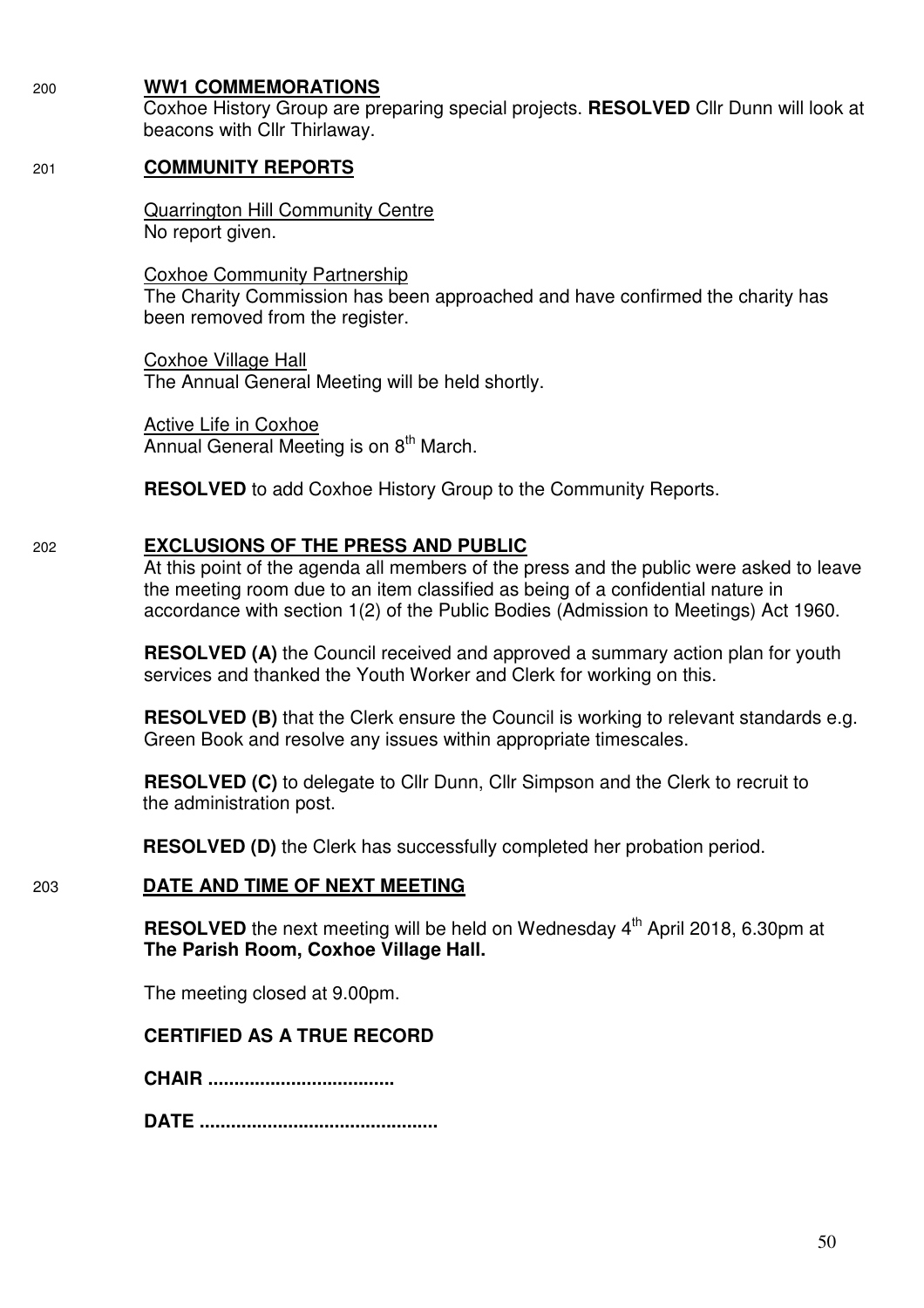## 200 WW1 COMMEMORATIONS

Coxhoe History Group are preparing special projects. **RESOLVED** Cllr Dunn will look at beacons with Cllr Thirlaway.

## 201 COMMUNITY REPORTS

Quarrington Hill Community Centre
No report given.

Coxhoe Community Partnership
The Charity Commission has been approached and have confirmed the charity has been removed from the register.

Coxhoe Village Hall
The Annual General Meeting will be held shortly.

Active Life in Coxhoe
Annual General Meeting is on 8th March.

**RESOLVED** to add Coxhoe History Group to the Community Reports.

## 202 EXCLUSIONS OF THE PRESS AND PUBLIC

At this point of the agenda all members of the press and the public were asked to leave the meeting room due to an item classified as being of a confidential nature in accordance with section 1(2) of the Public Bodies (Admission to Meetings) Act 1960.

**RESOLVED (A)** the Council received and approved a summary action plan for youth services and thanked the Youth Worker and Clerk for working on this.

**RESOLVED (B)** that the Clerk ensure the Council is working to relevant standards e.g. Green Book and resolve any issues within appropriate timescales.

**RESOLVED (C)** to delegate to Cllr Dunn, Cllr Simpson and the Clerk to recruit to the administration post.

**RESOLVED (D)** the Clerk has successfully completed her probation period.

## 203 DATE AND TIME OF NEXT MEETING

**RESOLVED** the next meeting will be held on Wednesday 4th April 2018, 6.30pm at **The Parish Room, Coxhoe Village Hall.**

The meeting closed at 9.00pm.

**CERTIFIED AS A TRUE RECORD**

**CHAIR ....................................**

**DATE ..............................................**